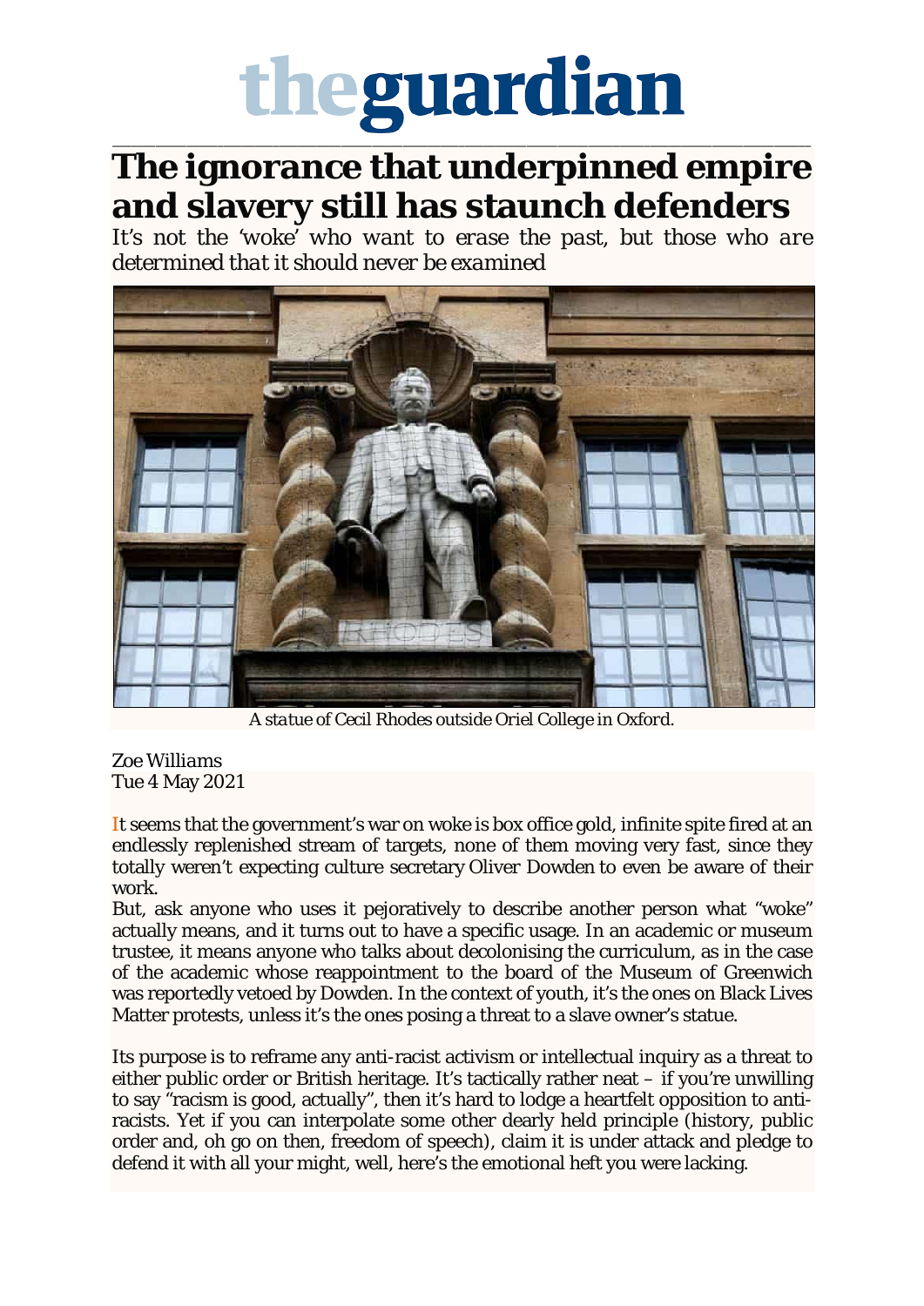# The ignorance that underpinned empire and slavery still has staunch defenders

*It's not the 'woke' who want to erase the past, but those who are determined that it should never be examined*

*A statue of Cecil Rhodes outside Oriel College in Oxford.*

Zoe Williams
Tue 4 May 2021

It seems that the government's war on woke is box office gold, infinite spite fired at an endlessly replenished stream of targets, none of them moving very fast, since they totally weren't expecting culture secretary Oliver Dowden to even be aware of their work.

But, ask anyone who uses it pejoratively to describe another person what "woke" actually means, and it turns out to have a specific usage. In an academic or museum trustee, it means anyone who talks about decolonising the curriculum, as in the case of the academic whose reappointment to the board of the Museum of Greenwich was reportedly vetoed by Dowden. In the context of youth, it's the ones on Black Lives Matter protests, unless it's the ones posing a threat to a slave owner's statue.

Its purpose is to reframe any anti-racist activism or intellectual inquiry as a threat to either public order or British heritage. It's tactically rather neat – if you're unwilling to say "racism is good, actually", then it's hard to lodge a heartfelt opposition to anti-racists. Yet if you can interpolate some other dearly held principle (history, public order and, oh go on then, freedom of speech), claim it is under attack and pledge to defend it with all your might, well, here's the emotional heft you were lacking.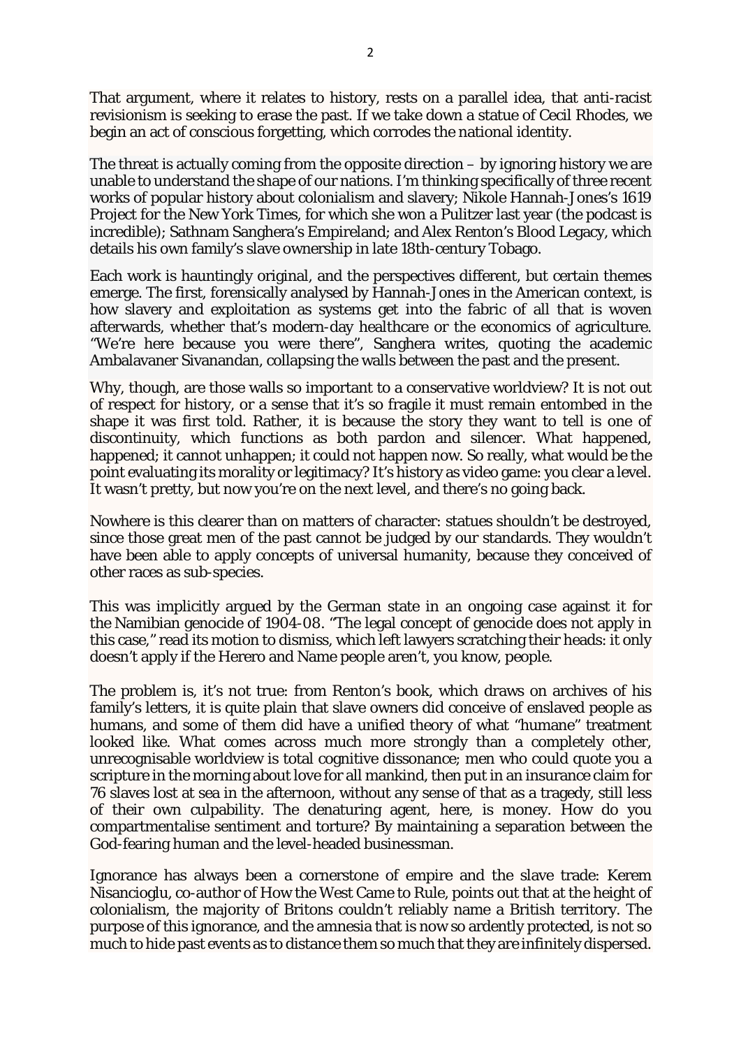That argument, where it relates to history, rests on a parallel idea, that anti-racist revisionism is seeking to erase the past. If we take down a statue of Cecil Rhodes, we begin an act of conscious forgetting, which corrodes the national identity.

The threat is actually coming from the opposite direction – by ignoring history we are unable to understand the shape of our nations. I'm thinking specifically of three recent works of popular history about colonialism and slavery; Nikole Hannah-Jones's 1619 Project for the New York Times, for which she won a Pulitzer last year (the podcast is incredible); Sathnam Sanghera's Empireland; and Alex Renton's Blood Legacy, which details his own family's slave ownership in late 18th-century Tobago.

Each work is hauntingly original, and the perspectives different, but certain themes emerge. The first, forensically analysed by Hannah-Jones in the American context, is how slavery and exploitation as systems get into the fabric of all that is woven afterwards, whether that's modern-day healthcare or the economics of agriculture. "We're here because you were there", Sanghera writes, quoting the academic Ambalavaner Sivanandan, collapsing the walls between the past and the present.

Why, though, are those walls so important to a conservative worldview? It is not out of respect for history, or a sense that it's so fragile it must remain entombed in the shape it was first told. Rather, it is because the story they want to tell is one of discontinuity, which functions as both pardon and silencer. What happened, happened; it cannot unhappen; it could not happen now. So really, what would be the point evaluating its morality or legitimacy? It's history as video game: you clear a level. It wasn't pretty, but now you're on the next level, and there's no going back.

Nowhere is this clearer than on matters of character: statues shouldn't be destroyed, since those great men of the past cannot be judged by our standards. They wouldn't have been able to apply concepts of universal humanity, because they conceived of other races as sub-species.

This was implicitly argued by the German state in an ongoing case against it for the Namibian genocide of 1904-08. "The legal concept of genocide does not apply in this case," read its motion to dismiss, which left lawyers scratching their heads: it only doesn't apply if the Herero and Name people aren't, you know, people.

The problem is, it's not true: from Renton's book, which draws on archives of his family's letters, it is quite plain that slave owners did conceive of enslaved people as humans, and some of them did have a unified theory of what "humane" treatment looked like. What comes across much more strongly than a completely other, unrecognisable worldview is total cognitive dissonance; men who could quote you a scripture in the morning about love for all mankind, then put in an insurance claim for 76 slaves lost at sea in the afternoon, without any sense of that as a tragedy, still less of their own culpability. The denaturing agent, here, is money. How do you compartmentalise sentiment and torture? By maintaining a separation between the God-fearing human and the level-headed businessman.

Ignorance has always been a cornerstone of empire and the slave trade: Kerem Nisancioglu, co-author of How the West Came to Rule, points out that at the height of colonialism, the majority of Britons couldn't reliably name a British territory. The purpose of this ignorance, and the amnesia that is now so ardently protected, is not so much to hide past events as to distance them so much that they are infinitely dispersed.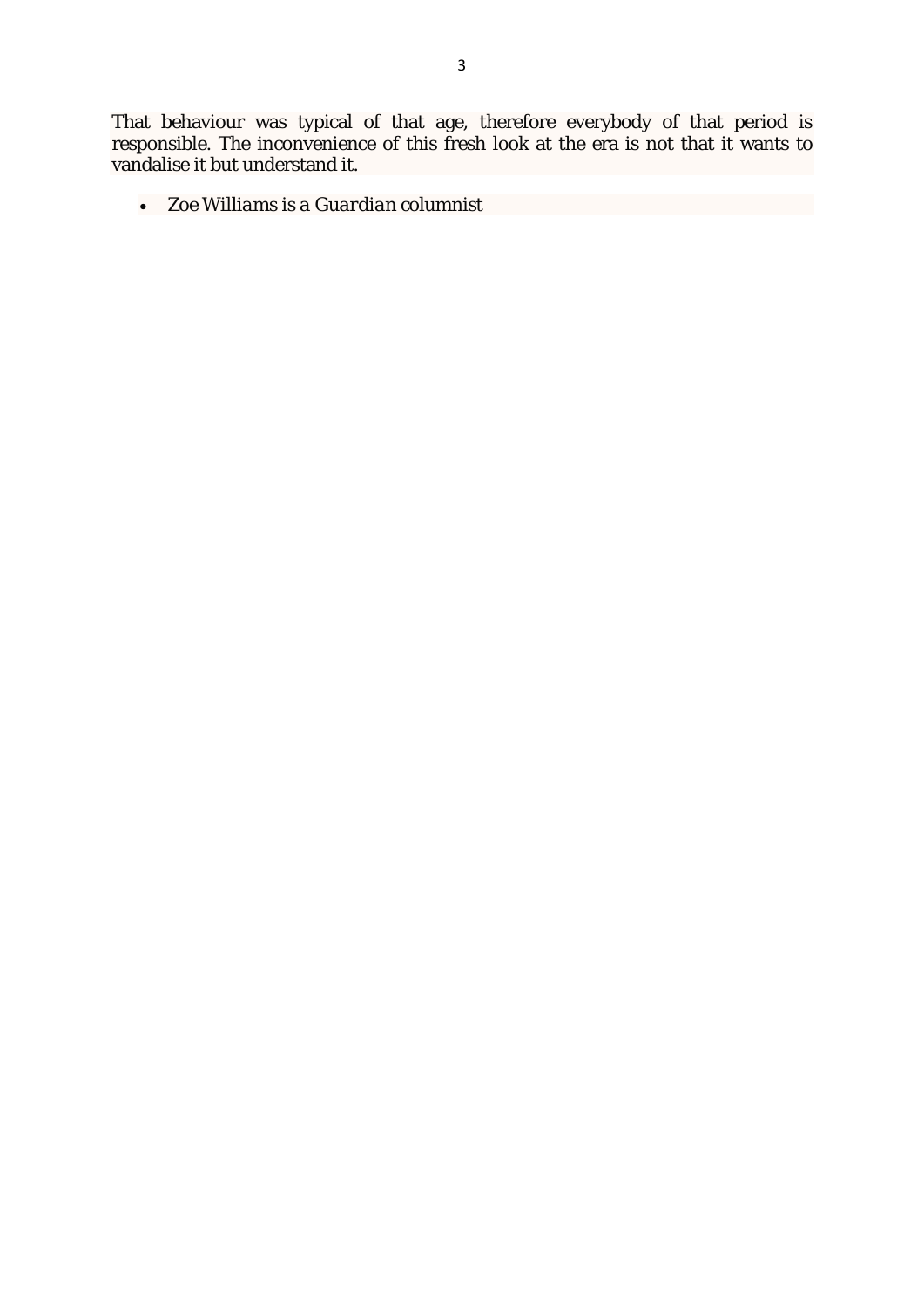That behaviour was typical of that age, therefore everybody of that period is responsible. The inconvenience of this fresh look at the era is not that it wants to vandalise it but understand it.

- *Zoe Williams is a Guardian columnist*